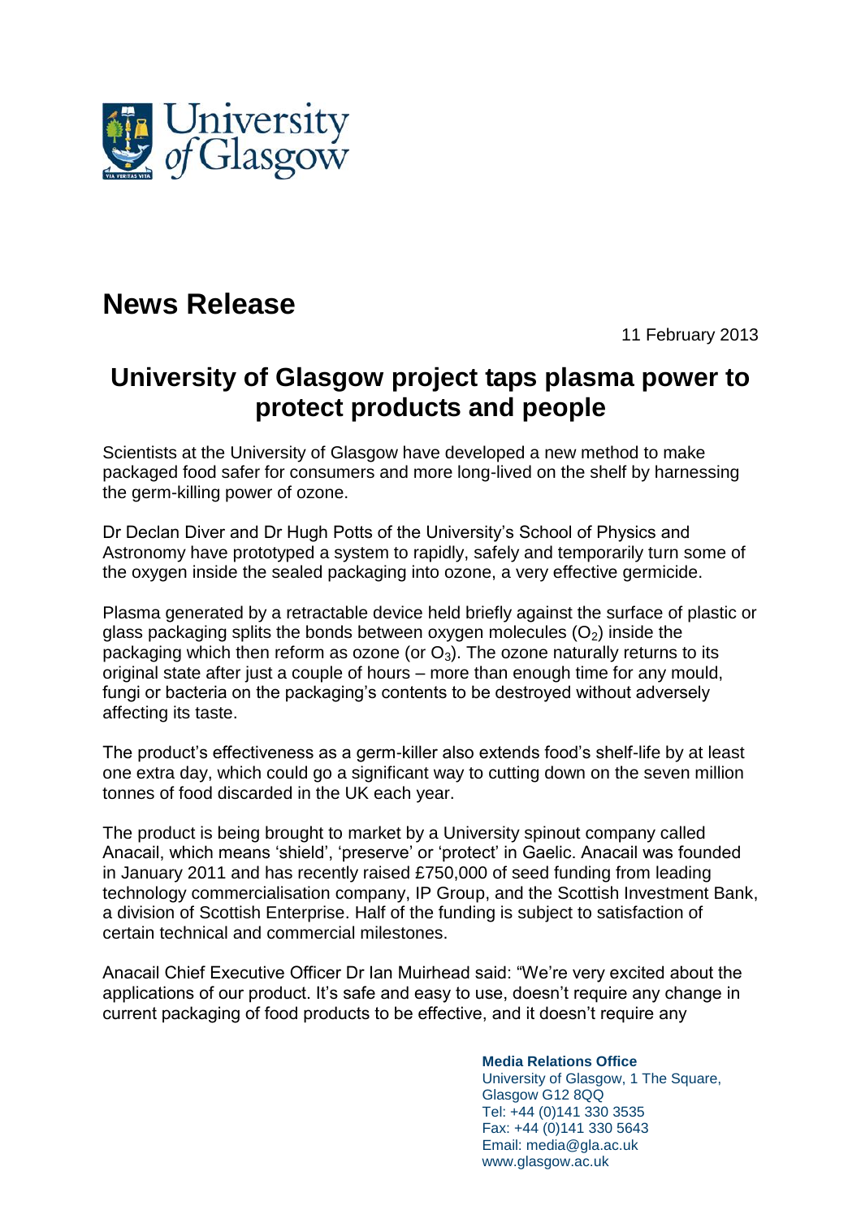University of Glasgow

# News Release

11 February 2013

## University of Glasgow project taps plasma power to protect products and people

Scientists at the University of Glasgow have developed a new method to make packaged food safer for consumers and more long-lived on the shelf by harnessing the germ-killing power of ozone.

Dr Declan Diver and Dr Hugh Potts of the University's School of Physics and Astronomy have prototyped a system to rapidly, safely and temporarily turn some of the oxygen inside the sealed packaging into ozone, a very effective germicide.

Plasma generated by a retractable device held briefly against the surface of plastic or glass packaging splits the bonds between oxygen molecules ($O_2$) inside the packaging which then reform as ozone (or $O_3$). The ozone naturally returns to its original state after just a couple of hours – more than enough time for any mould, fungi or bacteria on the packaging's contents to be destroyed without adversely affecting its taste.

The product's effectiveness as a germ-killer also extends food's shelf-life by at least one extra day, which could go a significant way to cutting down on the seven million tonnes of food discarded in the UK each year.

The product is being brought to market by a University spinout company called Anacail, which means 'shield', 'preserve' or 'protect' in Gaelic. Anacail was founded in January 2011 and has recently raised £750,000 of seed funding from leading technology commercialisation company, IP Group, and the Scottish Investment Bank, a division of Scottish Enterprise. Half of the funding is subject to satisfaction of certain technical and commercial milestones.

Anacail Chief Executive Officer Dr Ian Muirhead said: "We're very excited about the applications of our product. It's safe and easy to use, doesn't require any change in current packaging of food products to be effective, and it doesn't require any

**Media Relations Office**
University of Glasgow, 1 The Square,
Glasgow G12 8QQ
Tel: +44 (0)141 330 3535
Fax: +44 (0)141 330 5643
Email: media@gla.ac.uk
www.glasgow.ac.uk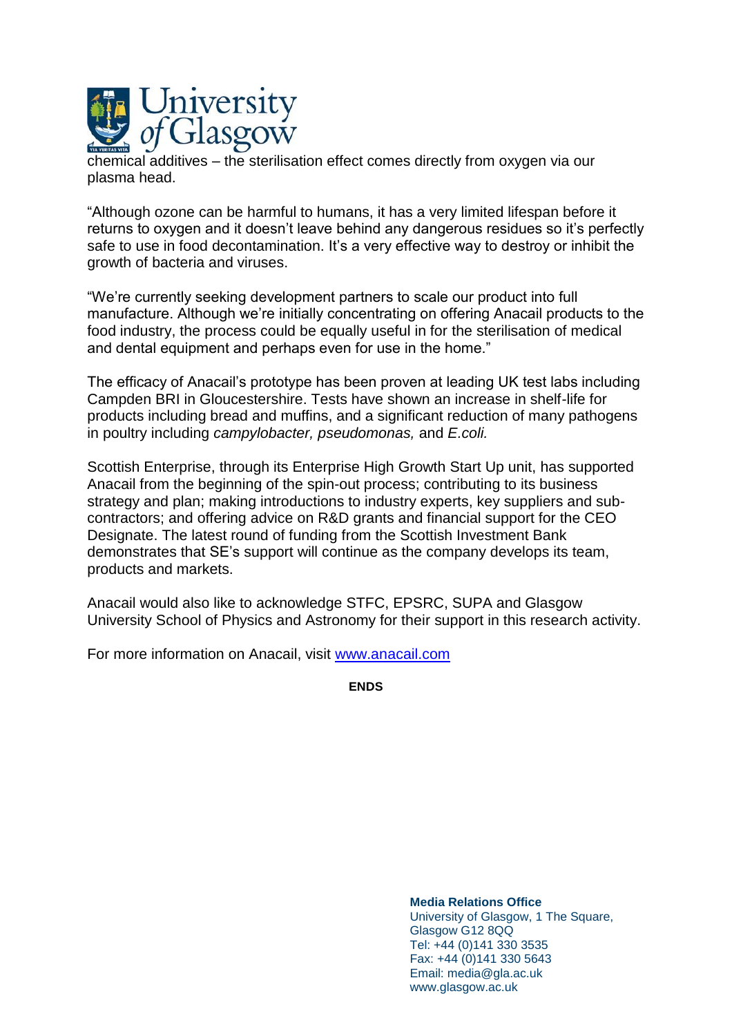chemical additives – the sterilisation effect comes directly from oxygen via our plasma head.

“Although ozone can be harmful to humans, it has a very limited lifespan before it returns to oxygen and it doesn’t leave behind any dangerous residues so it’s perfectly safe to use in food decontamination. It’s a very effective way to destroy or inhibit the growth of bacteria and viruses.

“We’re currently seeking development partners to scale our product into full manufacture. Although we’re initially concentrating on offering Anacail products to the food industry, the process could be equally useful in for the sterilisation of medical and dental equipment and perhaps even for use in the home.”

The efficacy of Anacail’s prototype has been proven at leading UK test labs including Campden BRI in Gloucestershire. Tests have shown an increase in shelf-life for products including bread and muffins, and a significant reduction of many pathogens in poultry including *campylobacter, pseudomonas,* and *E.coli.*

Scottish Enterprise, through its Enterprise High Growth Start Up unit, has supported Anacail from the beginning of the spin-out process; contributing to its business strategy and plan; making introductions to industry experts, key suppliers and sub-contractors; and offering advice on R&D grants and financial support for the CEO Designate. The latest round of funding from the Scottish Investment Bank demonstrates that SE’s support will continue as the company develops its team, products and markets.

Anacail would also like to acknowledge STFC, EPSRC, SUPA and Glasgow University School of Physics and Astronomy for their support in this research activity.

For more information on Anacail, visit www.anacail.com

**ENDS**

**Media Relations Office**
University of Glasgow, 1 The Square,
Glasgow G12 8QQ
Tel: +44 (0)141 330 3535
Fax: +44 (0)141 330 5643
Email: media@gla.ac.uk
www.glasgow.ac.uk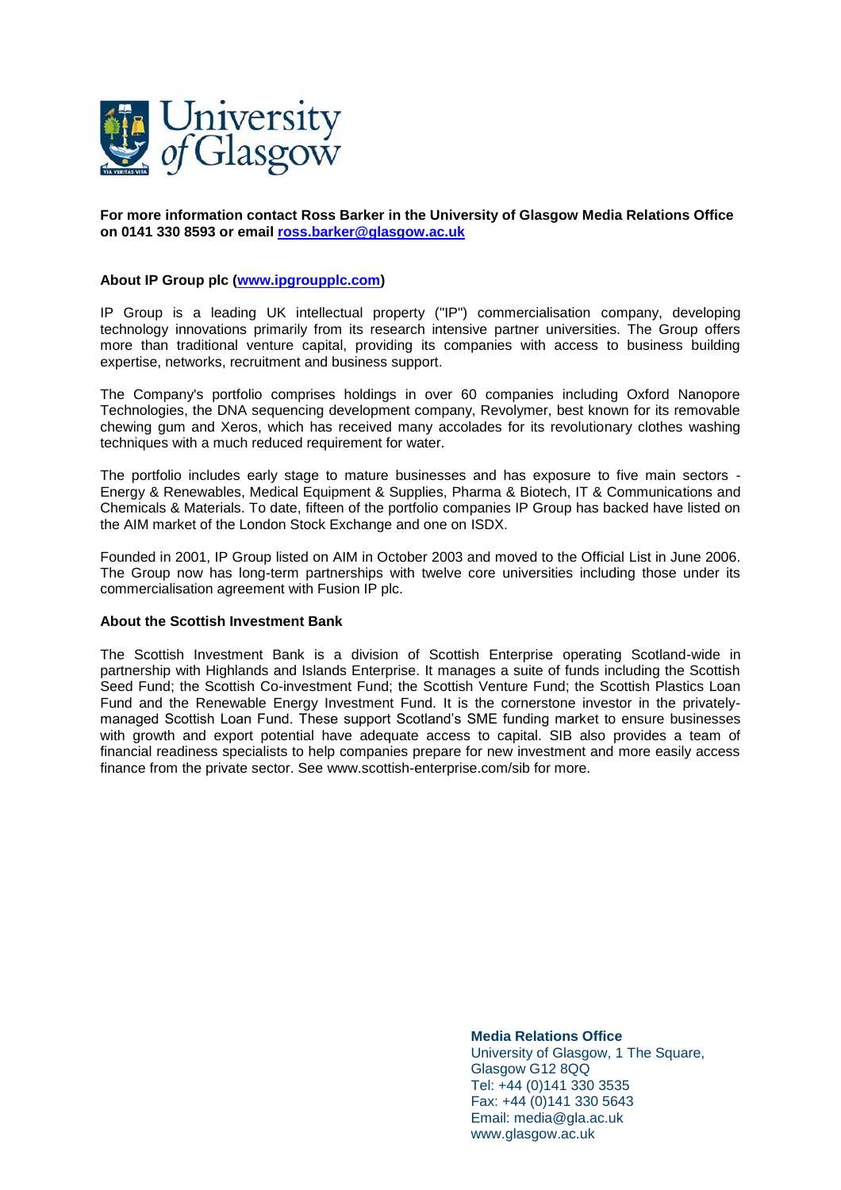**For more information contact Ross Barker in the University of Glasgow Media Relations Office on 0141 330 8593 or email [ross.barker@glasgow.ac.uk](mailto:ross.barker@glasgow.ac.uk)**

**About IP Group plc ([www.ipgroupplc.com](http://www.ipgroupplc.com))**

IP Group is a leading UK intellectual property ("IP") commercialisation company, developing technology innovations primarily from its research intensive partner universities. The Group offers more than traditional venture capital, providing its companies with access to business building expertise, networks, recruitment and business support.

The Company's portfolio comprises holdings in over 60 companies including Oxford Nanopore Technologies, the DNA sequencing development company, Revolymer, best known for its removable chewing gum and Xeros, which has received many accolades for its revolutionary clothes washing techniques with a much reduced requirement for water.

The portfolio includes early stage to mature businesses and has exposure to five main sectors - Energy & Renewables, Medical Equipment & Supplies, Pharma & Biotech, IT & Communications and Chemicals & Materials. To date, fifteen of the portfolio companies IP Group has backed have listed on the AIM market of the London Stock Exchange and one on ISDX.

Founded in 2001, IP Group listed on AIM in October 2003 and moved to the Official List in June 2006. The Group now has long-term partnerships with twelve core universities including those under its commercialisation agreement with Fusion IP plc.

**About the Scottish Investment Bank**

The Scottish Investment Bank is a division of Scottish Enterprise operating Scotland-wide in partnership with Highlands and Islands Enterprise. It manages a suite of funds including the Scottish Seed Fund; the Scottish Co-investment Fund; the Scottish Venture Fund; the Scottish Plastics Loan Fund and the Renewable Energy Investment Fund. It is the cornerstone investor in the privately-managed Scottish Loan Fund. These support Scotland's SME funding market to ensure businesses with growth and export potential have adequate access to capital. SIB also provides a team of financial readiness specialists to help companies prepare for new investment and more easily access finance from the private sector. See www.scottish-enterprise.com/sib for more.

**Media Relations Office**
University of Glasgow, 1 The Square,
Glasgow G12 8QQ
Tel: +44 (0)141 330 3535
Fax: +44 (0)141 330 5643
Email: media@gla.ac.uk
www.glasgow.ac.uk